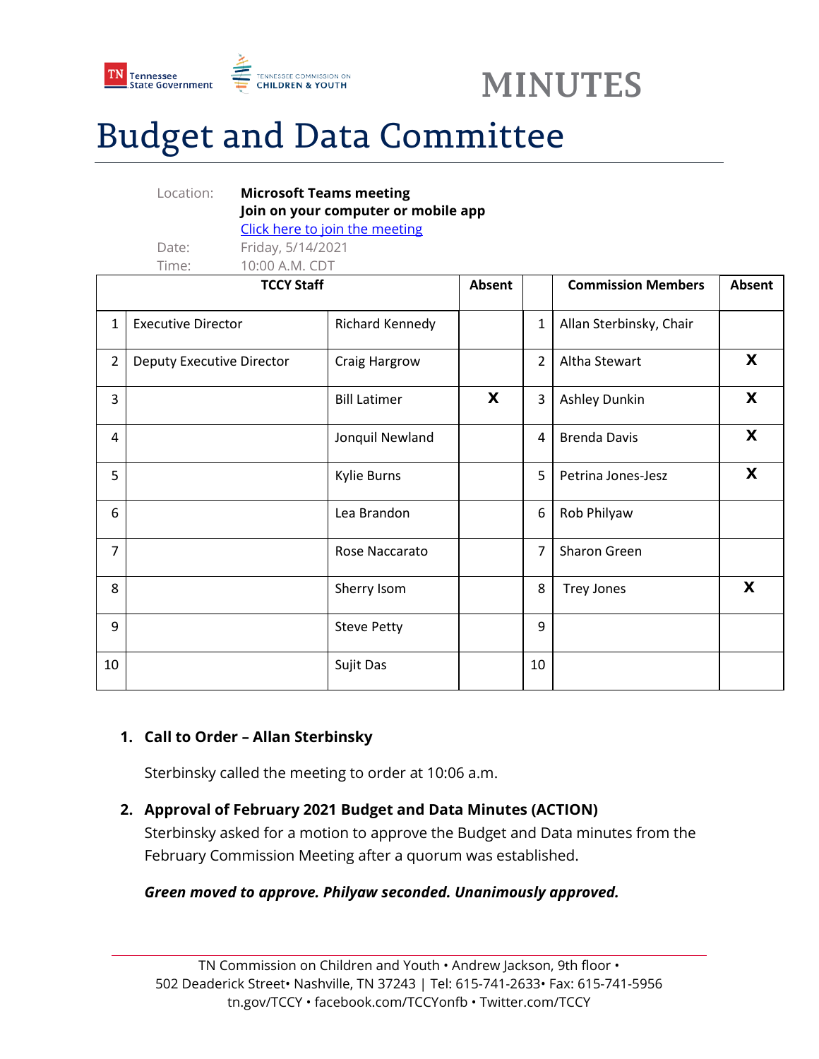MINUTES

# Budget and Data Committee

Location: **Microsoft Teams meeting**
**Join on your computer or mobile app**
Click here to join the meeting

Date: Friday, 5/14/2021

Time: 10:00 A.M. CDT

| | TCCY Staff | | Absent | | Commission Members | Absent |
|---|---|---|---|---|---|---|
| 1 | Executive Director | Richard Kennedy | | 1 | Allan Sterbinsky, Chair | |
| 2 | Deputy Executive Director | Craig Hargrow | | 2 | Altha Stewart | X |
| 3 | | Bill Latimer | X | 3 | Ashley Dunkin | X |
| 4 | | Jonquil Newland | | 4 | Brenda Davis | X |
| 5 | | Kylie Burns | | 5 | Petrina Jones-Jesz | X |
| 6 | | Lea Brandon | | 6 | Rob Philyaw | |
| 7 | | Rose Naccarato | | 7 | Sharon Green | |
| 8 | | Sherry Isom | | 8 | Trey Jones | X |
| 9 | | Steve Petty | | 9 | | |
| 10 | | Sujit Das | | 10 | | |

1. **Call to Order – Allan Sterbinsky**

   Sterbinsky called the meeting to order at 10:06 a.m.

2. **Approval of February 2021 Budget and Data Minutes (ACTION)**

   Sterbinsky asked for a motion to approve the Budget and Data minutes from the February Commission Meeting after a quorum was established.

   ***Green moved to approve. Philyaw seconded. Unanimously approved.***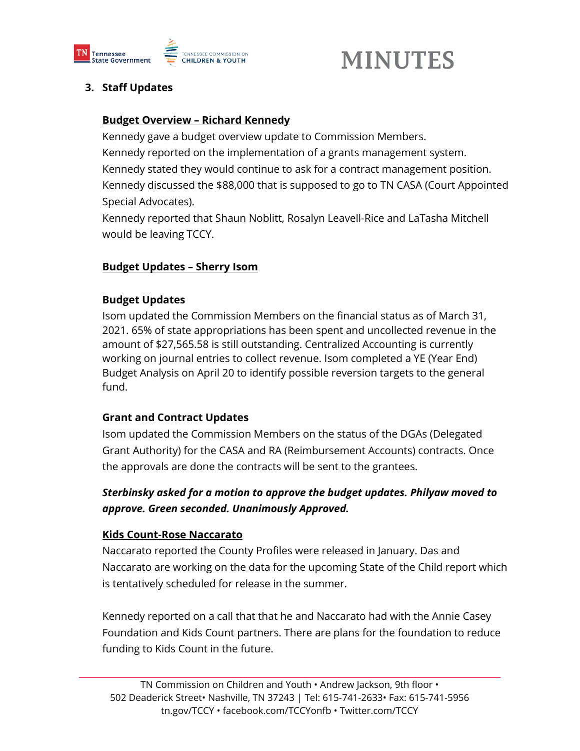## 3. Staff Updates

**<u>Budget Overview – Richard Kennedy</u>**

Kennedy gave a budget overview update to Commission Members.
Kennedy reported on the implementation of a grants management system.
Kennedy stated they would continue to ask for a contract management position.
Kennedy discussed the $88,000 that is supposed to go to TN CASA (Court Appointed Special Advocates).
Kennedy reported that Shaun Noblitt, Rosalyn Leavell-Rice and LaTasha Mitchell would be leaving TCCY.

**<u>Budget Updates – Sherry Isom</u>**

**Budget Updates**

Isom updated the Commission Members on the financial status as of March 31, 2021. 65% of state appropriations has been spent and uncollected revenue in the amount of $27,565.58 is still outstanding. Centralized Accounting is currently working on journal entries to collect revenue. Isom completed a YE (Year End) Budget Analysis on April 20 to identify possible reversion targets to the general fund.

**Grant and Contract Updates**

Isom updated the Commission Members on the status of the DGAs (Delegated Grant Authority) for the CASA and RA (Reimbursement Accounts) contracts. Once the approvals are done the contracts will be sent to the grantees.

***Sterbinsky asked for a motion to approve the budget updates. Philyaw moved to approve. Green seconded. Unanimously Approved.***

**<u>Kids Count-Rose Naccarato</u>**

Naccarato reported the County Profiles were released in January. Das and Naccarato are working on the data for the upcoming State of the Child report which is tentatively scheduled for release in the summer.

Kennedy reported on a call that that he and Naccarato had with the Annie Casey Foundation and Kids Count partners. There are plans for the foundation to reduce funding to Kids Count in the future.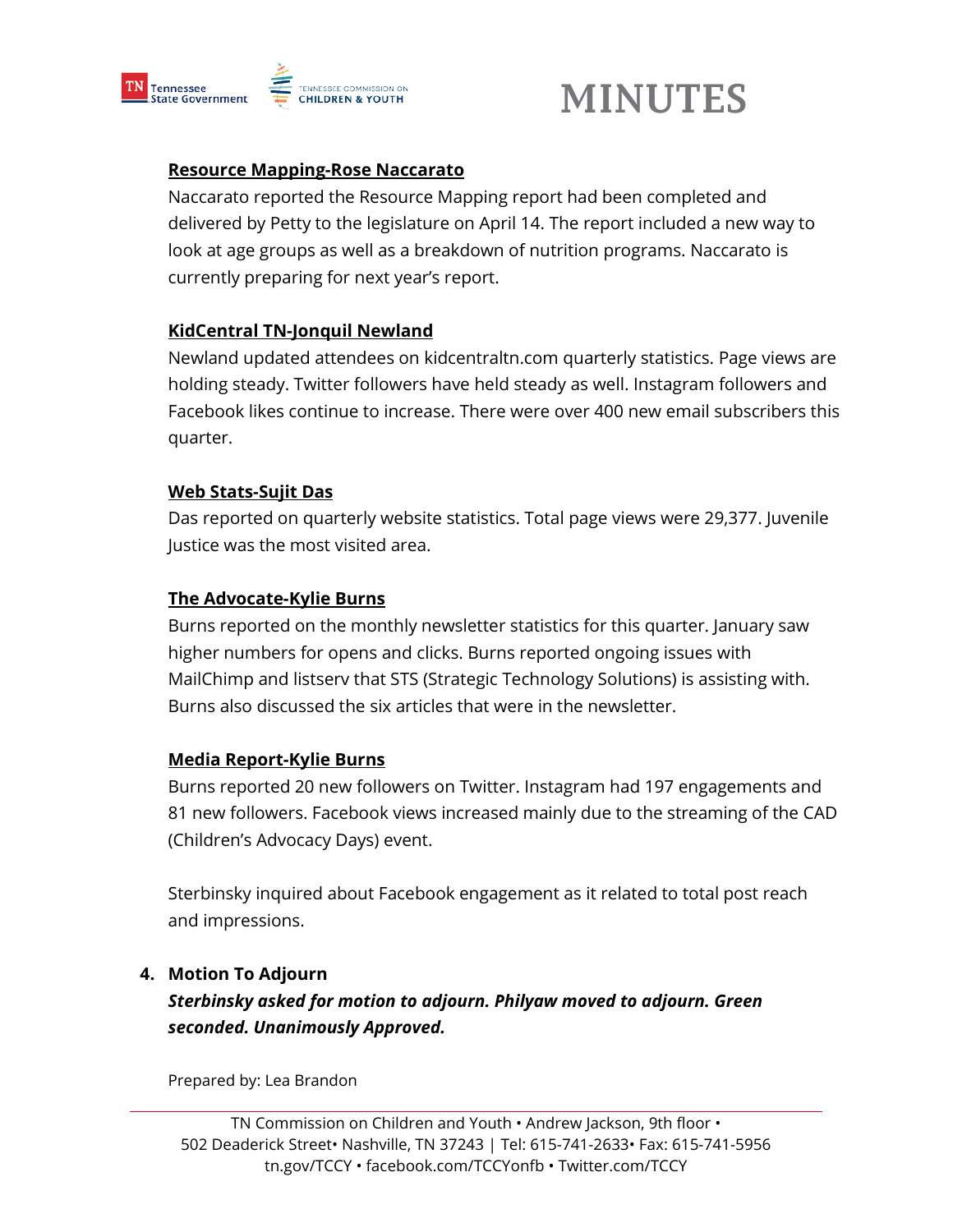**Resource Mapping-Rose Naccarato**

Naccarato reported the Resource Mapping report had been completed and delivered by Petty to the legislature on April 14. The report included a new way to look at age groups as well as a breakdown of nutrition programs. Naccarato is currently preparing for next year's report.

**KidCentral TN-Jonquil Newland**

Newland updated attendees on kidcentraltn.com quarterly statistics. Page views are holding steady. Twitter followers have held steady as well. Instagram followers and Facebook likes continue to increase. There were over 400 new email subscribers this quarter.

**Web Stats-Sujit Das**

Das reported on quarterly website statistics. Total page views were 29,377. Juvenile Justice was the most visited area.

**The Advocate-Kylie Burns**

Burns reported on the monthly newsletter statistics for this quarter. January saw higher numbers for opens and clicks. Burns reported ongoing issues with MailChimp and listserv that STS (Strategic Technology Solutions) is assisting with. Burns also discussed the six articles that were in the newsletter.

**Media Report-Kylie Burns**

Burns reported 20 new followers on Twitter. Instagram had 197 engagements and 81 new followers. Facebook views increased mainly due to the streaming of the CAD (Children's Advocacy Days) event.

Sterbinsky inquired about Facebook engagement as it related to total post reach and impressions.

4. **Motion To Adjourn**

***Sterbinsky asked for motion to adjourn. Philyaw moved to adjourn. Green seconded. Unanimously Approved.***

Prepared by: Lea Brandon